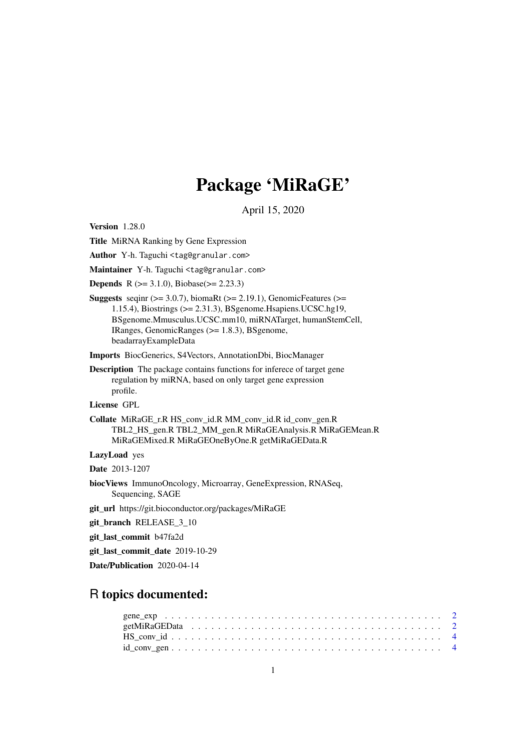# Package 'MiRaGE'

April 15, 2020

**Version** 1.28.0

**Title** MiRNA Ranking by Gene Expression

**Author** Y-h. Taguchi <tag@granular.com>

**Maintainer** Y-h. Taguchi <tag@granular.com>

**Depends** R (>= 3.1.0), Biobase(>= 2.23.3)

**Suggests** seqinr (>= 3.0.7), biomaRt (>= 2.19.1), GenomicFeatures (>= 1.15.4), Biostrings (>= 2.31.3), BSgenome.Hsapiens.UCSC.hg19, BSgenome.Mmusculus.UCSC.mm10, miRNATarget, humanStemCell, IRanges, GenomicRanges (>= 1.8.3), BSgenome, beadarrayExampleData

**Imports** BiocGenerics, S4Vectors, AnnotationDbi, BiocManager

**Description** The package contains functions for inferece of target gene regulation by miRNA, based on only target gene expression profile.

**License** GPL

**Collate** MiRaGE_r.R HS_conv_id.R MM_conv_id.R id_conv_gen.R TBL2_HS_gen.R TBL2_MM_gen.R MiRaGEAnalysis.R MiRaGEMean.R MiRaGEMixed.R MiRaGEOneByOne.R getMiRaGEData.R

**LazyLoad** yes

**Date** 2013-1207

**biocViews** ImmunoOncology, Microarray, GeneExpression, RNASeq, Sequencing, SAGE

**git_url** https://git.bioconductor.org/packages/MiRaGE

**git_branch** RELEASE_3_10

**git_last_commit** b47fa2d

**git_last_commit_date** 2019-10-29

**Date/Publication** 2020-04-14

## R topics documented:

- gene_exp . . . . . . . . . . . . . . . . . . . . . . . . . . . . . . . . . . . . . . . . . . . 2
- getMiRaGEData . . . . . . . . . . . . . . . . . . . . . . . . . . . . . . . . . . . . . . . 2
- HS_conv_id . . . . . . . . . . . . . . . . . . . . . . . . . . . . . . . . . . . . . . . . . 4
- id_conv_gen . . . . . . . . . . . . . . . . . . . . . . . . . . . . . . . . . . . . . . . . . 4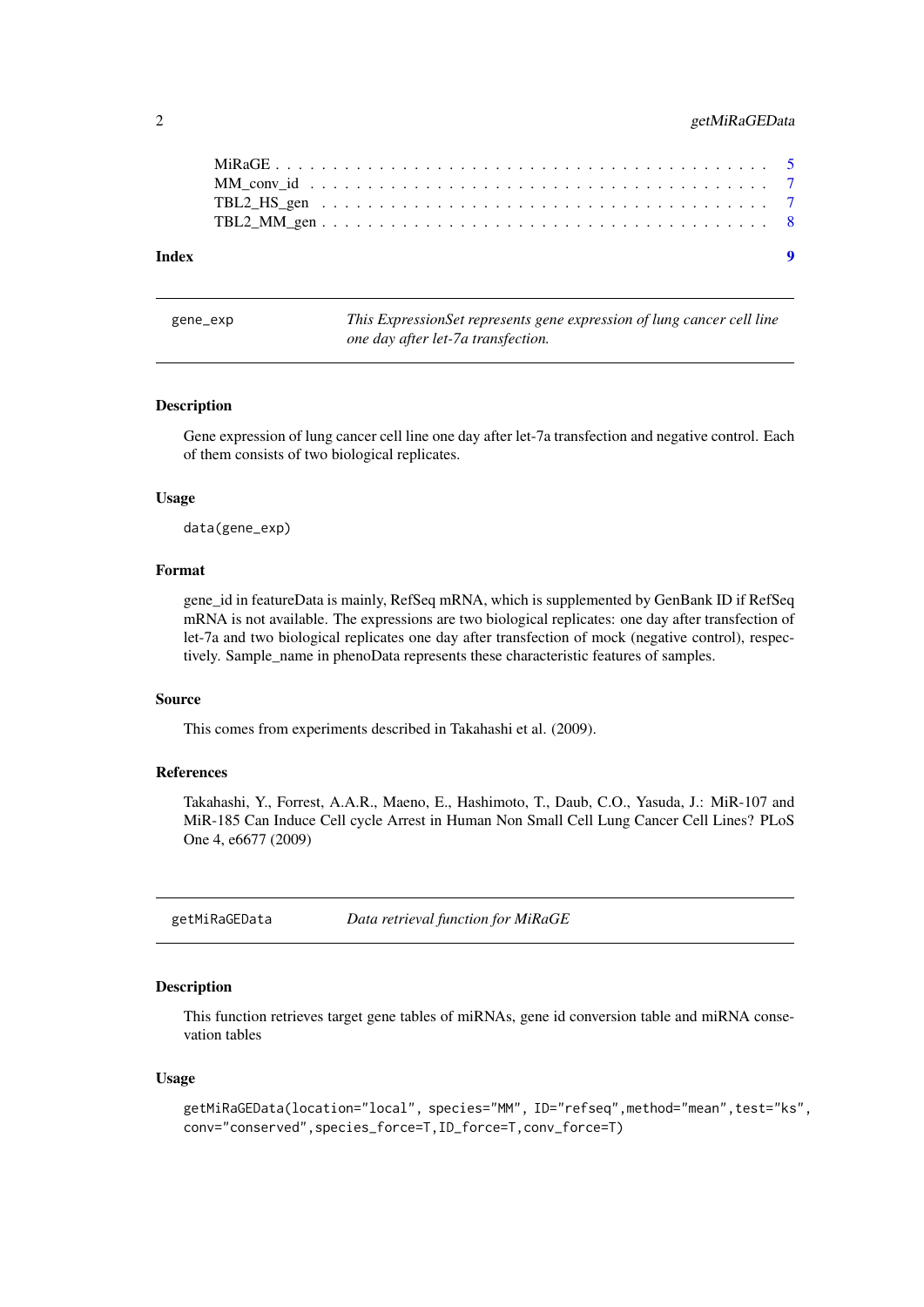MiRaGE . . . . . . . . . . . . . . . . . . . . . . . . . . . . . . . . . . . . . . . . . 5
MM_conv_id . . . . . . . . . . . . . . . . . . . . . . . . . . . . . . . . . . . . . . . 7
TBL2_HS_gen . . . . . . . . . . . . . . . . . . . . . . . . . . . . . . . . . . . . . . 7
TBL2_MM_gen . . . . . . . . . . . . . . . . . . . . . . . . . . . . . . . . . . . . . . 8

**Index** **9**

---

## gene_exp — *This ExpressionSet represents gene expression of lung cancer cell line one day after let-7a transfection.*

### Description

Gene expression of lung cancer cell line one day after let-7a transfection and negative control. Each of them consists of two biological replicates.

### Usage

```
data(gene_exp)
```

### Format

gene_id in featureData is mainly, RefSeq mRNA, which is supplemented by GenBank ID if RefSeq mRNA is not available. The expressions are two biological replicates: one day after transfection of let-7a and two biological replicates one day after transfection of mock (negative control), respectively. Sample_name in phenoData represents these characteristic features of samples.

### Source

This comes from experiments described in Takahashi et al. (2009).

### References

Takahashi, Y., Forrest, A.A.R., Maeno, E., Hashimoto, T., Daub, C.O., Yasuda, J.: MiR-107 and MiR-185 Can Induce Cell cycle Arrest in Human Non Small Cell Lung Cancer Cell Lines? PLoS One 4, e6677 (2009)

---

## getMiRaGEData — *Data retrieval function for MiRaGE*

### Description

This function retrieves target gene tables of miRNAs, gene id conversion table and miRNA consevation tables

### Usage

```
getMiRaGEData(location="local", species="MM", ID="refseq",method="mean",test="ks",
conv="conserved",species_force=T,ID_force=T,conv_force=T)
```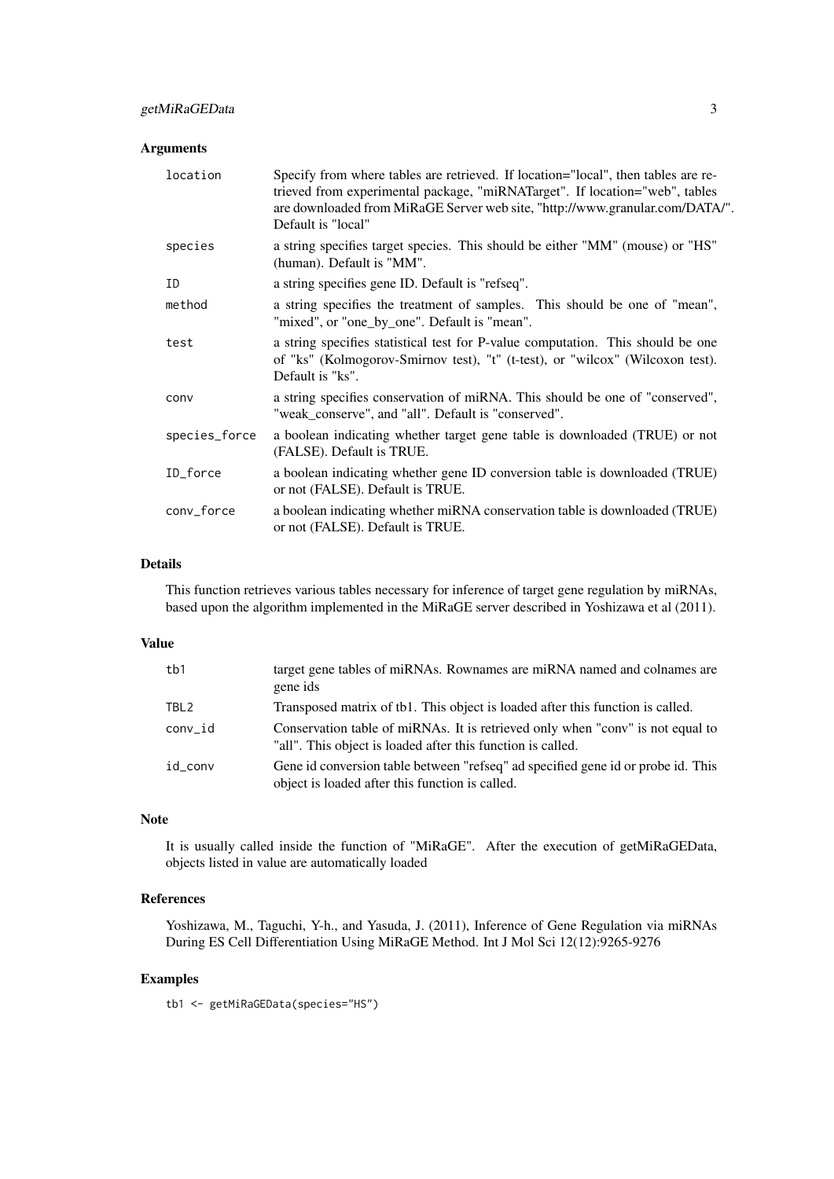## Arguments

| | |
|---|---|
| `location` | Specify from where tables are retrieved. If location="local", then tables are retrieved from experimental package, "miRNATarget". If location="web", tables are downloaded from MiRaGE Server web site, "http://www.granular.com/DATA/". Default is "local" |
| `species` | a string specifies target species. This should be either "MM" (mouse) or "HS" (human). Default is "MM". |
| `ID` | a string specifies gene ID. Default is "refseq". |
| `method` | a string specifies the treatment of samples. This should be one of "mean", "mixed", or "one_by_one". Default is "mean". |
| `test` | a string specifies statistical test for P-value computation. This should be one of "ks" (Kolmogorov-Smirnov test), "t" (t-test), or "wilcox" (Wilcoxon test). Default is "ks". |
| `conv` | a string specifies conservation of miRNA. This should be one of "conserved", "weak_conserve", and "all". Default is "conserved". |
| `species_force` | a boolean indicating whether target gene table is downloaded (TRUE) or not (FALSE). Default is TRUE. |
| `ID_force` | a boolean indicating whether gene ID conversion table is downloaded (TRUE) or not (FALSE). Default is TRUE. |
| `conv_force` | a boolean indicating whether miRNA conservation table is downloaded (TRUE) or not (FALSE). Default is TRUE. |

## Details

This function retrieves various tables necessary for inference of target gene regulation by miRNAs, based upon the algorithm implemented in the MiRaGE server described in Yoshizawa et al (2011).

## Value

| | |
|---|---|
| `tb1` | target gene tables of miRNAs. Rownames are miRNA named and colnames are gene ids |
| `TBL2` | Transposed matrix of tb1. This object is loaded after this function is called. |
| `conv_id` | Conservation table of miRNAs. It is retrieved only when "conv" is not equal to "all". This object is loaded after this function is called. |
| `id_conv` | Gene id conversion table between "refseq" ad specified gene id or probe id. This object is loaded after this function is called. |

## Note

It is usually called inside the function of "MiRaGE". After the execution of getMiRaGEData, objects listed in value are automatically loaded

## References

Yoshizawa, M., Taguchi, Y-h., and Yasuda, J. (2011), Inference of Gene Regulation via miRNAs During ES Cell Differentiation Using MiRaGE Method. Int J Mol Sci 12(12):9265-9276

## Examples

```
tb1 <- getMiRaGEData(species="HS")
```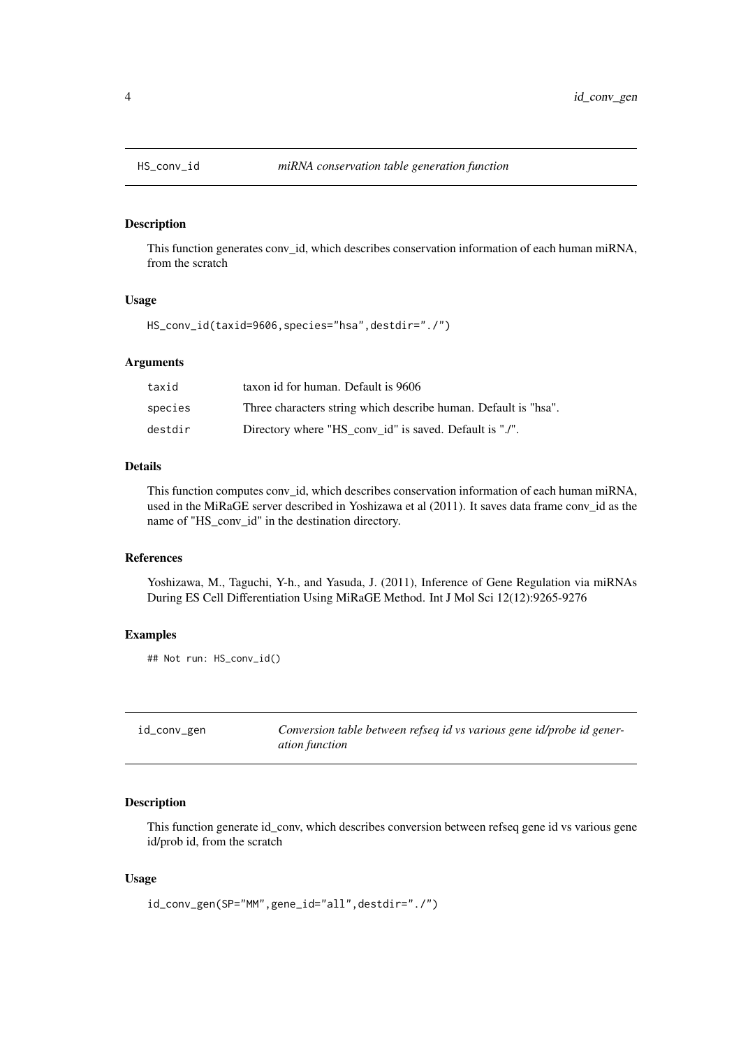## HS_conv_id — *miRNA conservation table generation function*

### Description

This function generates conv_id, which describes conservation information of each human miRNA, from the scratch

### Usage

```
HS_conv_id(taxid=9606,species="hsa",destdir="./")
```

### Arguments

| | |
|---|---|
| taxid | taxon id for human. Default is 9606 |
| species | Three characters string which describe human. Default is "hsa". |
| destdir | Directory where "HS_conv_id" is saved. Default is "./". |

### Details

This function computes conv_id, which describes conservation information of each human miRNA, used in the MiRaGE server described in Yoshizawa et al (2011). It saves data frame conv_id as the name of "HS_conv_id" in the destination directory.

### References

Yoshizawa, M., Taguchi, Y-h., and Yasuda, J. (2011), Inference of Gene Regulation via miRNAs During ES Cell Differentiation Using MiRaGE Method. Int J Mol Sci 12(12):9265-9276

### Examples

```
## Not run: HS_conv_id()
```

## id_conv_gen — *Conversion table between refseq id vs various gene id/probe id generation function*

### Description

This function generate id_conv, which describes conversion between refseq gene id vs various gene id/prob id, from the scratch

### Usage

```
id_conv_gen(SP="MM",gene_id="all",destdir="./")
```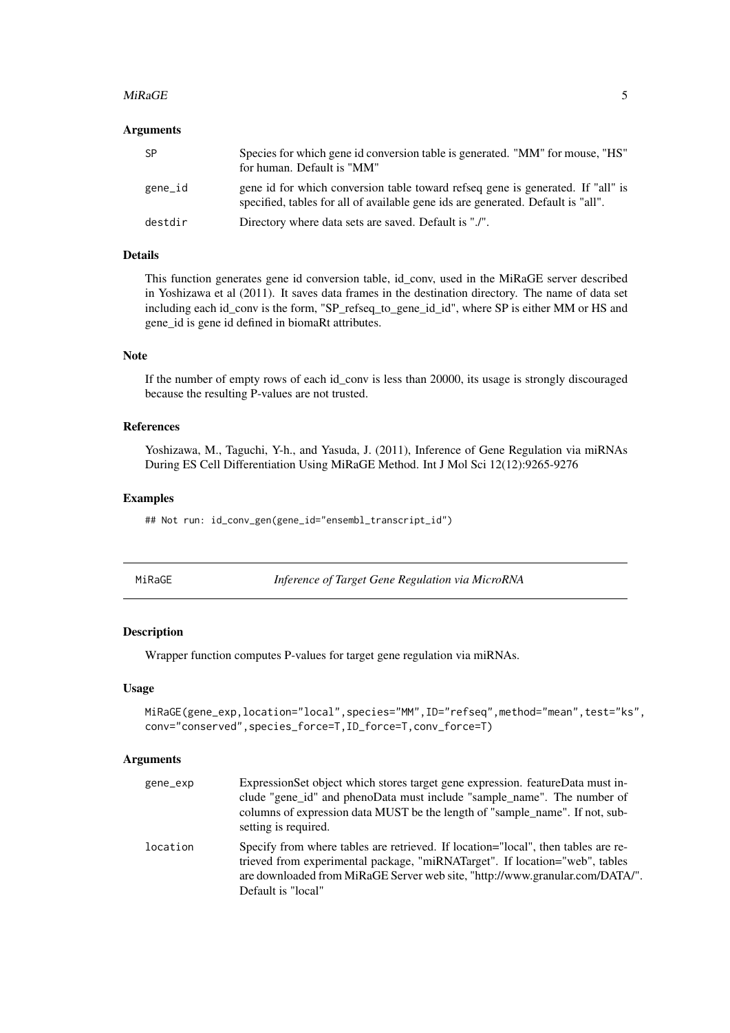### Arguments

| | |
|---|---|
| SP | Species for which gene id conversion table is generated. "MM" for mouse, "HS" for human. Default is "MM" |
| gene_id | gene id for which conversion table toward refseq gene is generated. If "all" is specified, tables for all of available gene ids are generated. Default is "all". |
| destdir | Directory where data sets are saved. Default is "./". |

### Details

This function generates gene id conversion table, id_conv, used in the MiRaGE server described in Yoshizawa et al (2011). It saves data frames in the destination directory. The name of data set including each id_conv is the form, "SP_refseq_to_gene_id_id", where SP is either MM or HS and gene_id is gene id defined in biomaRt attributes.

### Note

If the number of empty rows of each id_conv is less than 20000, its usage is strongly discouraged because the resulting P-values are not trusted.

### References

Yoshizawa, M., Taguchi, Y-h., and Yasuda, J. (2011), Inference of Gene Regulation via miRNAs During ES Cell Differentiation Using MiRaGE Method. Int J Mol Sci 12(12):9265-9276

### Examples

```
## Not run: id_conv_gen(gene_id="ensembl_transcript_id")
```

---

## MiRaGE — *Inference of Target Gene Regulation via MicroRNA*

---

### Description

Wrapper function computes P-values for target gene regulation via miRNAs.

### Usage

```
MiRaGE(gene_exp,location="local",species="MM",ID="refseq",method="mean",test="ks",
conv="conserved",species_force=T,ID_force=T,conv_force=T)
```

### Arguments

| | |
|---|---|
| gene_exp | ExpressionSet object which stores target gene expression. featureData must include "gene_id" and phenoData must include "sample_name". The number of columns of expression data MUST be the length of "sample_name". If not, subsetting is required. |
| location | Specify from where tables are retrieved. If location="local", then tables are retrieved from experimental package, "miRNATarget". If location="web", tables are downloaded from MiRaGE Server web site, "http://www.granular.com/DATA/". Default is "local" |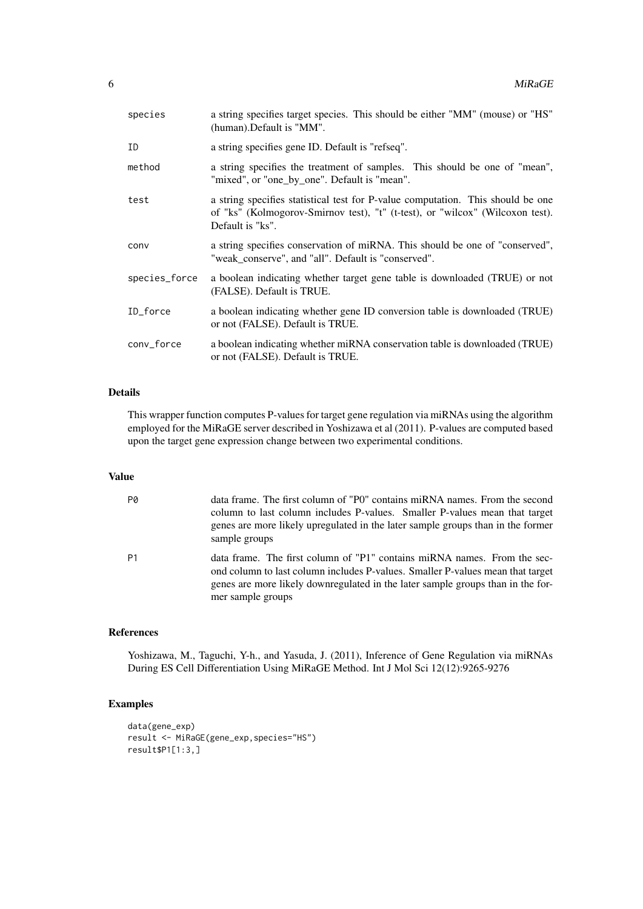| | |
|---|---|
| species | a string specifies target species. This should be either "MM" (mouse) or "HS" (human).Default is "MM". |
| ID | a string specifies gene ID. Default is "refseq". |
| method | a string specifies the treatment of samples. This should be one of "mean", "mixed", or "one_by_one". Default is "mean". |
| test | a string specifies statistical test for P-value computation. This should be one of "ks" (Kolmogorov-Smirnov test), "t" (t-test), or "wilcox" (Wilcoxon test). Default is "ks". |
| conv | a string specifies conservation of miRNA. This should be one of "conserved", "weak_conserve", and "all". Default is "conserved". |
| species_force | a boolean indicating whether target gene table is downloaded (TRUE) or not (FALSE). Default is TRUE. |
| ID_force | a boolean indicating whether gene ID conversion table is downloaded (TRUE) or not (FALSE). Default is TRUE. |
| conv_force | a boolean indicating whether miRNA conservation table is downloaded (TRUE) or not (FALSE). Default is TRUE. |

## Details

This wrapper function computes P-values for target gene regulation via miRNAs using the algorithm employed for the MiRaGE server described in Yoshizawa et al (2011). P-values are computed based upon the target gene expression change between two experimental conditions.

## Value

| | |
|---|---|
| P0 | data frame. The first column of "P0" contains miRNA names. From the second column to last column includes P-values. Smaller P-values mean that target genes are more likely upregulated in the later sample groups than in the former sample groups |
| P1 | data frame. The first column of "P1" contains miRNA names. From the second column to last column includes P-values. Smaller P-values mean that target genes are more likely downregulated in the later sample groups than in the former sample groups |

## References

Yoshizawa, M., Taguchi, Y-h., and Yasuda, J. (2011), Inference of Gene Regulation via miRNAs During ES Cell Differentiation Using MiRaGE Method. Int J Mol Sci 12(12):9265-9276

## Examples

```
data(gene_exp)
result <- MiRaGE(gene_exp,species="HS")
result$P1[1:3,]
```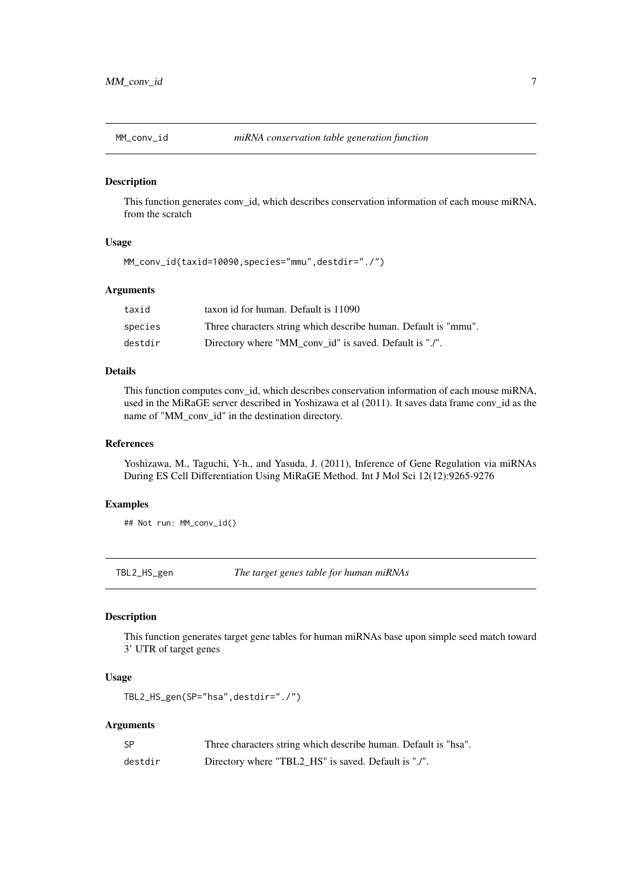## MM_conv_id *miRNA conservation table generation function*

### Description

This function generates conv_id, which describes conservation information of each mouse miRNA, from the scratch

### Usage

```
MM_conv_id(taxid=10090,species="mmu",destdir="./")
```

### Arguments

| | |
|---|---|
| taxid | taxon id for human. Default is 11090 |
| species | Three characters string which describe human. Default is "mmu". |
| destdir | Directory where "MM_conv_id" is saved. Default is "./". |

### Details

This function computes conv_id, which describes conservation information of each mouse miRNA, used in the MiRaGE server described in Yoshizawa et al (2011). It saves data frame conv_id as the name of "MM_conv_id" in the destination directory.

### References

Yoshizawa, M., Taguchi, Y-h., and Yasuda, J. (2011), Inference of Gene Regulation via miRNAs During ES Cell Differentiation Using MiRaGE Method. Int J Mol Sci 12(12):9265-9276

### Examples

```
## Not run: MM_conv_id()
```

## TBL2_HS_gen *The target genes table for human miRNAs*

### Description

This function generates target gene tables for human miRNAs base upon simple seed match toward 3' UTR of target genes

### Usage

```
TBL2_HS_gen(SP="hsa",destdir="./")
```

### Arguments

| | |
|---|---|
| SP | Three characters string which describe human. Default is "hsa". |
| destdir | Directory where "TBL2_HS" is saved. Default is "./". |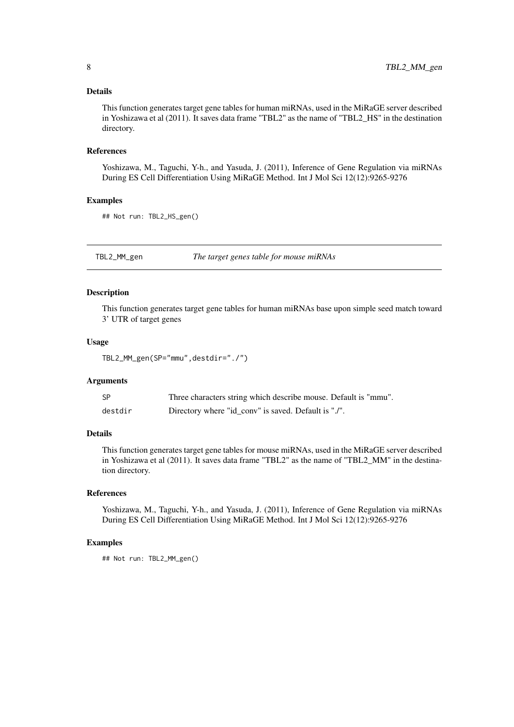### Details

This function generates target gene tables for human miRNAs, used in the MiRaGE server described in Yoshizawa et al (2011). It saves data frame "TBL2" as the name of "TBL2_HS" in the destination directory.

### References

Yoshizawa, M., Taguchi, Y-h., and Yasuda, J. (2011), Inference of Gene Regulation via miRNAs During ES Cell Differentiation Using MiRaGE Method. Int J Mol Sci 12(12):9265-9276

### Examples

```
## Not run: TBL2_HS_gen()
```

---

## TBL2_MM_gen — *The target genes table for mouse miRNAs*

---

### Description

This function generates target gene tables for human miRNAs base upon simple seed match toward 3' UTR of target genes

### Usage

```
TBL2_MM_gen(SP="mmu",destdir="./")
```

### Arguments

| | |
|---|---|
| SP | Three characters string which describe mouse. Default is "mmu". |
| destdir | Directory where "id_conv" is saved. Default is "./". |

### Details

This function generates target gene tables for mouse miRNAs, used in the MiRaGE server described in Yoshizawa et al (2011). It saves data frame "TBL2" as the name of "TBL2_MM" in the destination directory.

### References

Yoshizawa, M., Taguchi, Y-h., and Yasuda, J. (2011), Inference of Gene Regulation via miRNAs During ES Cell Differentiation Using MiRaGE Method. Int J Mol Sci 12(12):9265-9276

### Examples

```
## Not run: TBL2_MM_gen()
```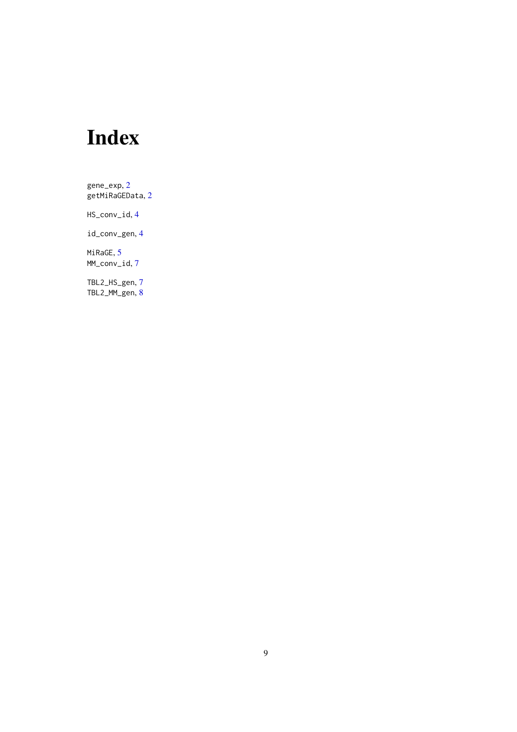# Index

gene_exp, 2
getMiRaGEData, 2

HS_conv_id, 4

id_conv_gen, 4

MiRaGE, 5
MM_conv_id, 7

TBL2_HS_gen, 7
TBL2_MM_gen, 8